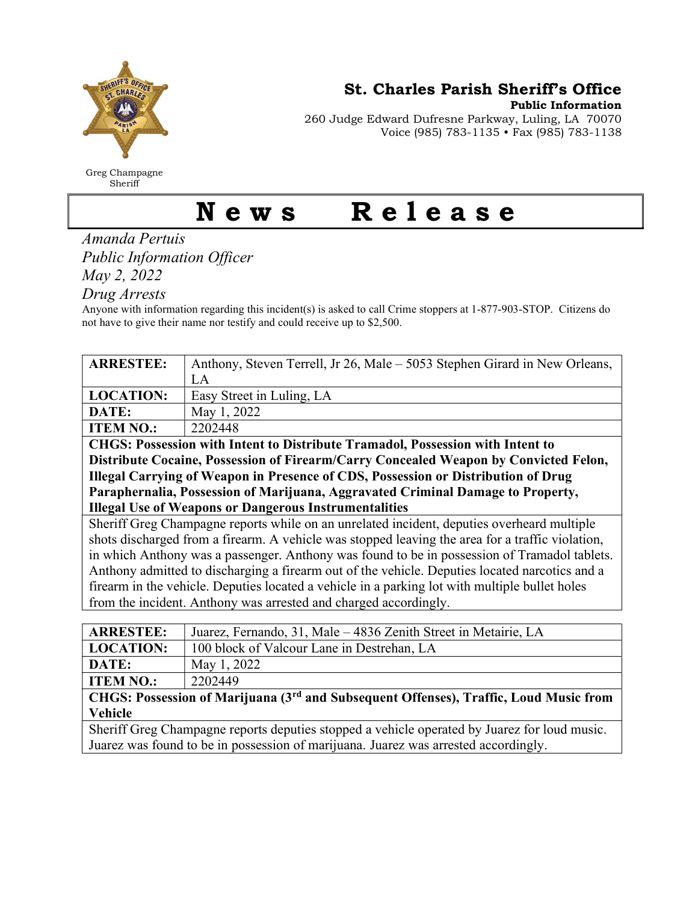Greg Champagne
Sheriff

## St. Charles Parish Sheriff's Office

**Public Information**
260 Judge Edward Dufresne Parkway, Luling, LA 70070
Voice (985) 783-1135 • Fax (985) 783-1138

# News Release

*Amanda Pertuis*
*Public Information Officer*
*May 2, 2022*
*Drug Arrests*

Anyone with information regarding this incident(s) is asked to call Crime stoppers at 1-877-903-STOP. Citizens do not have to give their name nor testify and could receive up to $2,500.

| | |
|---|---|
| **ARRESTEE:** | Anthony, Steven Terrell, Jr 26, Male – 5053 Stephen Girard in New Orleans, LA |
| **LOCATION:** | Easy Street in Luling, LA |
| **DATE:** | May 1, 2022 |
| **ITEM NO.:** | 2202448 |

**CHGS: Possession with Intent to Distribute Tramadol, Possession with Intent to Distribute Cocaine, Possession of Firearm/Carry Concealed Weapon by Convicted Felon, Illegal Carrying of Weapon in Presence of CDS, Possession or Distribution of Drug Paraphernalia, Possession of Marijuana, Aggravated Criminal Damage to Property, Illegal Use of Weapons or Dangerous Instrumentalities**

Sheriff Greg Champagne reports while on an unrelated incident, deputies overheard multiple shots discharged from a firearm. A vehicle was stopped leaving the area for a traffic violation, in which Anthony was a passenger. Anthony was found to be in possession of Tramadol tablets. Anthony admitted to discharging a firearm out of the vehicle. Deputies located narcotics and a firearm in the vehicle. Deputies located a vehicle in a parking lot with multiple bullet holes from the incident. Anthony was arrested and charged accordingly.

| | |
|---|---|
| **ARRESTEE:** | Juarez, Fernando, 31, Male – 4836 Zenith Street in Metairie, LA |
| **LOCATION:** | 100 block of Valcour Lane in Destrehan, LA |
| **DATE:** | May 1, 2022 |
| **ITEM NO.:** | 2202449 |

**CHGS: Possession of Marijuana (3rd and Subsequent Offenses), Traffic, Loud Music from Vehicle**

Sheriff Greg Champagne reports deputies stopped a vehicle operated by Juarez for loud music. Juarez was found to be in possession of marijuana. Juarez was arrested accordingly.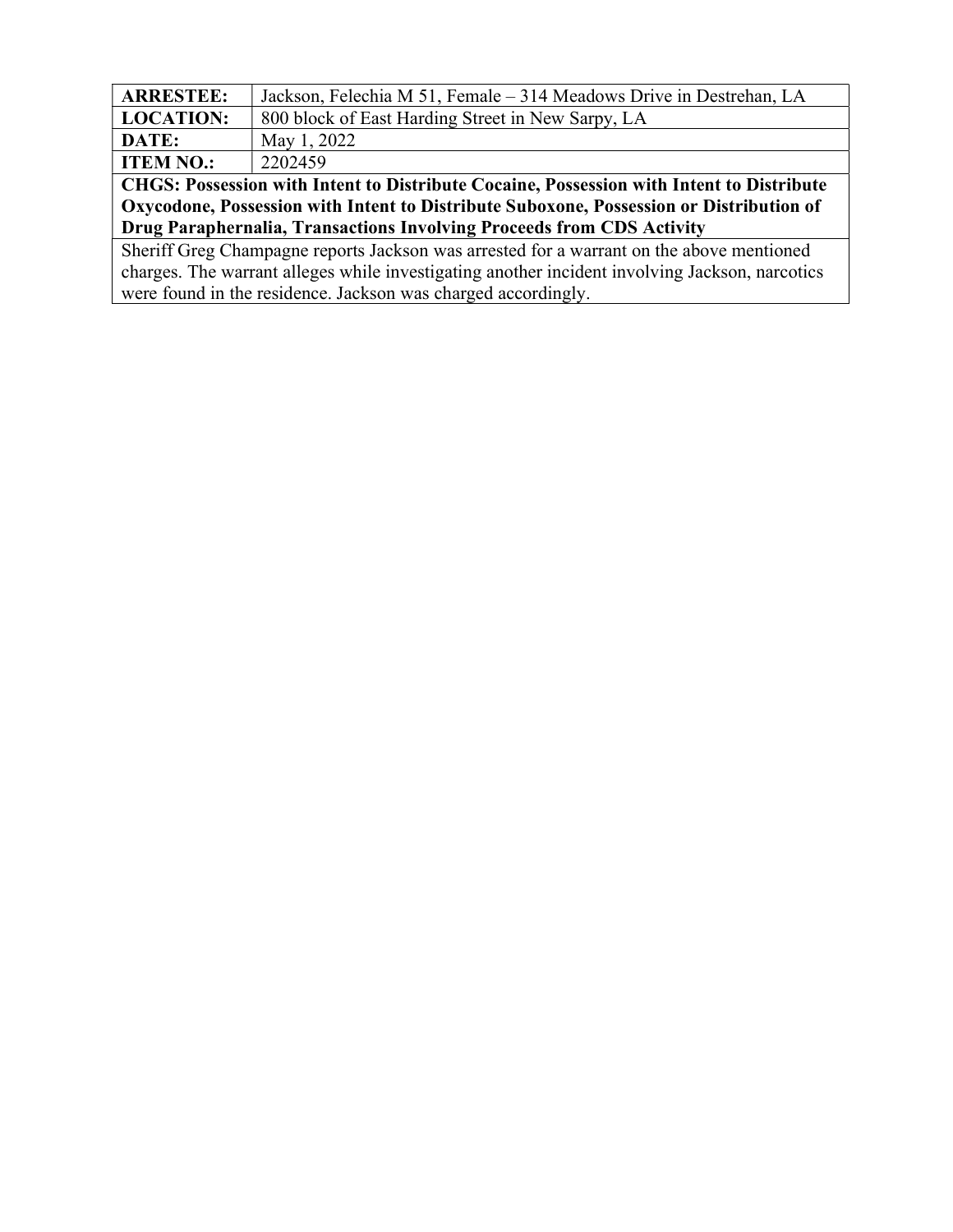| | |
|---|---|
| **ARRESTEE:** | Jackson, Felechia M 51, Female – 314 Meadows Drive in Destrehan, LA |
| **LOCATION:** | 800 block of East Harding Street in New Sarpy, LA |
| **DATE:** | May 1, 2022 |
| **ITEM NO.:** | 2202459 |
| **CHGS: Possession with Intent to Distribute Cocaine, Possession with Intent to Distribute Oxycodone, Possession with Intent to Distribute Suboxone, Possession or Distribution of Drug Paraphernalia, Transactions Involving Proceeds from CDS Activity** | |
| Sheriff Greg Champagne reports Jackson was arrested for a warrant on the above mentioned charges. The warrant alleges while investigating another incident involving Jackson, narcotics were found in the residence. Jackson was charged accordingly. | |